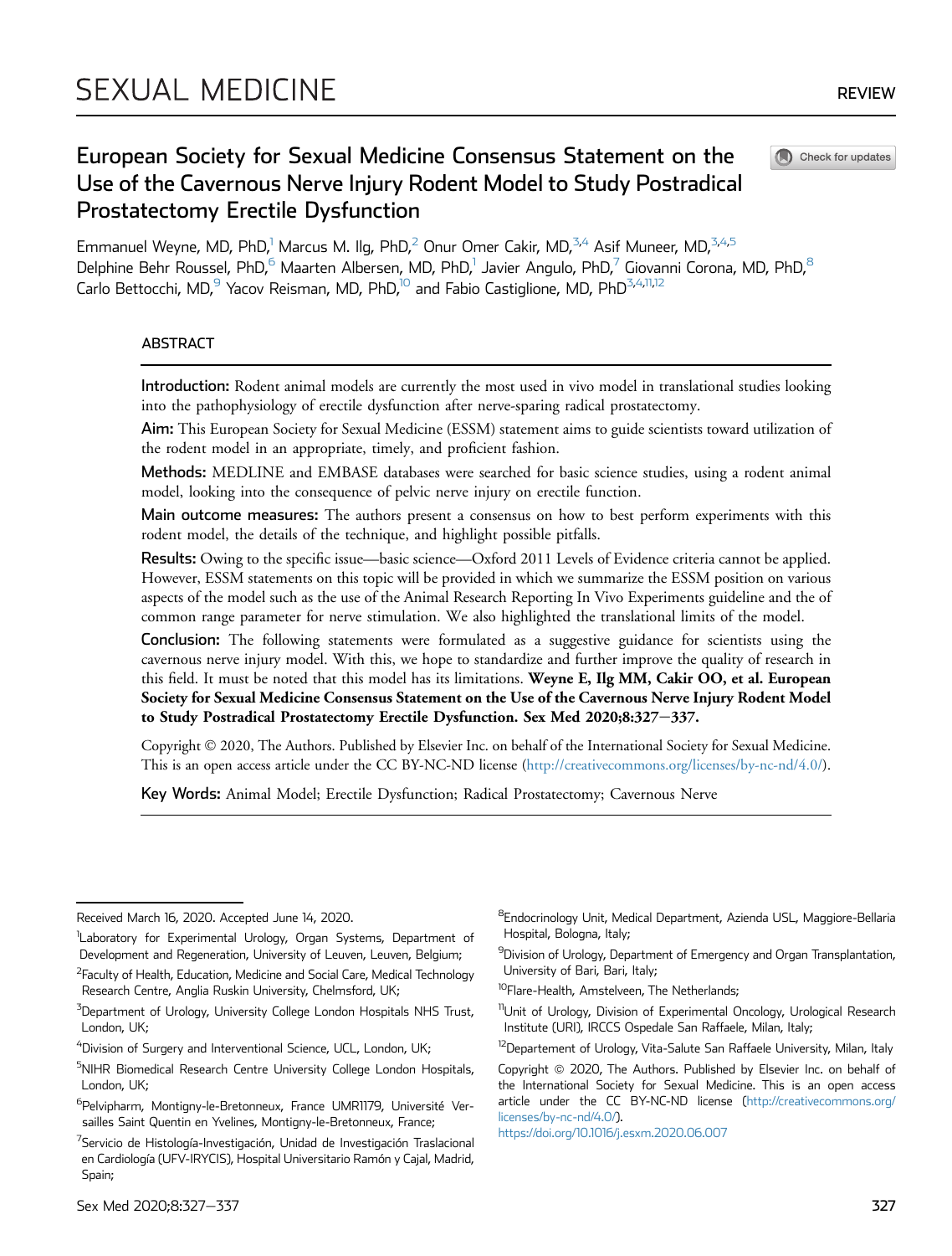REVIEW

# European Society for Sexual Medicine Consensus Statement on the Use of the Cavernous Nerve Injury Rodent Model to Study Postradical Prostatectomy Erectile Dysfunction

Emmanuel Weyne, MD, PhD,[1] Marcus M. Ilg, PhD,[2] Onur Omer Cakir, MD,[3,4] Asif Muneer, MD,[3,4,5] Delphine Behr Roussel, PhD,[6] Maarten Albersen, MD, PhD,[1] Javier Angulo, PhD,[7] Giovanni Corona, MD, PhD,[8] Carlo Bettocchi, MD,[9] Yacov Reisman, MD, PhD,[10] and Fabio Castiglione, MD, PhD[3,4,11,12]

## ABSTRACT

**Introduction:** Rodent animal models are currently the most used in vivo model in translational studies looking into the pathophysiology of erectile dysfunction after nerve-sparing radical prostatectomy.

**Aim:** This European Society for Sexual Medicine (ESSM) statement aims to guide scientists toward utilization of the rodent model in an appropriate, timely, and proficient fashion.

**Methods:** MEDLINE and EMBASE databases were searched for basic science studies, using a rodent animal model, looking into the consequence of pelvic nerve injury on erectile function.

**Main outcome measures:** The authors present a consensus on how to best perform experiments with this rodent model, the details of the technique, and highlight possible pitfalls.

**Results:** Owing to the specific issue—basic science—Oxford 2011 Levels of Evidence criteria cannot be applied. However, ESSM statements on this topic will be provided in which we summarize the ESSM position on various aspects of the model such as the use of the Animal Research Reporting In Vivo Experiments guideline and the of common range parameter for nerve stimulation. We also highlighted the translational limits of the model.

**Conclusion:** The following statements were formulated as a suggestive guidance for scientists using the cavernous nerve injury model. With this, we hope to standardize and further improve the quality of research in this field. It must be noted that this model has its limitations. **Weyne E, Ilg MM, Cakir OO, et al. European Society for Sexual Medicine Consensus Statement on the Use of the Cavernous Nerve Injury Rodent Model to Study Postradical Prostatectomy Erectile Dysfunction. Sex Med 2020;8:327–337.**

Copyright © 2020, The Authors. Published by Elsevier Inc. on behalf of the International Society for Sexual Medicine. This is an open access article under the CC BY-NC-ND license (http://creativecommons.org/licenses/by-nc-nd/4.0/).

**Key Words:** Animal Model; Erectile Dysfunction; Radical Prostatectomy; Cavernous Nerve

---

Received March 16, 2020. Accepted June 14, 2020.

[1]Laboratory for Experimental Urology, Organ Systems, Department of Development and Regeneration, University of Leuven, Leuven, Belgium;

[2]Faculty of Health, Education, Medicine and Social Care, Medical Technology Research Centre, Anglia Ruskin University, Chelmsford, UK;

[3]Department of Urology, University College London Hospitals NHS Trust, London, UK;

[4]Division of Surgery and Interventional Science, UCL, London, UK;

[5]NIHR Biomedical Research Centre University College London Hospitals, London, UK;

[6]Pelvipharm, Montigny-le-Bretonneux, France UMR1179, Université Versailles Saint Quentin en Yvelines, Montigny-le-Bretonneux, France;

[7]Servicio de Histología-Investigación, Unidad de Investigación Traslacional en Cardiología (UFV-IRYCIS), Hospital Universitario Ramón y Cajal, Madrid, Spain;

[8]Endocrinology Unit, Medical Department, Azienda USL, Maggiore-Bellaria Hospital, Bologna, Italy;

[9]Division of Urology, Department of Emergency and Organ Transplantation, University of Bari, Bari, Italy;

[10]Flare-Health, Amstelveen, The Netherlands;

[11]Unit of Urology, Division of Experimental Oncology, Urological Research Institute (URI), IRCCS Ospedale San Raffaele, Milan, Italy;

[12]Departement of Urology, Vita-Salute San Raffaele University, Milan, Italy

Copyright © 2020, The Authors. Published by Elsevier Inc. on behalf of the International Society for Sexual Medicine. This is an open access article under the CC BY-NC-ND license (http://creativecommons.org/licenses/by-nc-nd/4.0/).

https://doi.org/10.1016/j.esxm.2020.06.007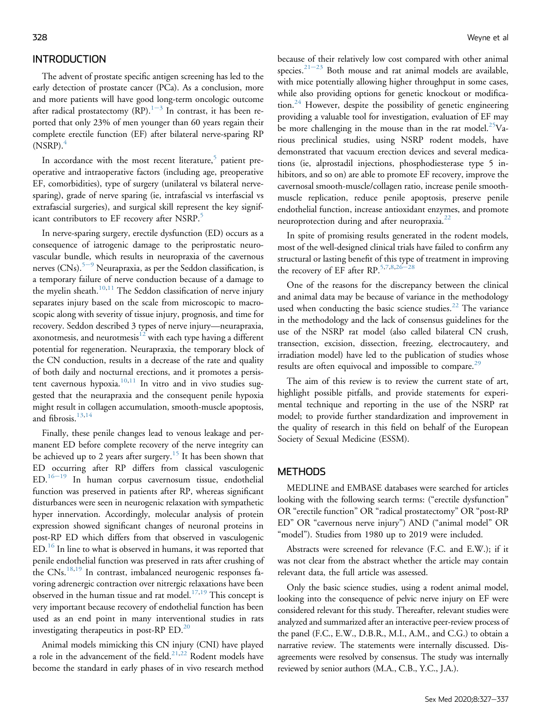## INTRODUCTION

The advent of prostate specific antigen screening has led to the early detection of prostate cancer (PCa). As a conclusion, more and more patients will have good long-term oncologic outcome after radical prostatectomy (RP).[1−3] In contrast, it has been reported that only 23% of men younger than 60 years regain their complete erectile function (EF) after bilateral nerve-sparing RP (NSRP).[4]

In accordance with the most recent literature,[5] patient preoperative and intraoperative factors (including age, preoperative EF, comorbidities), type of surgery (unilateral vs bilateral nerve-sparing), grade of nerve sparing (ie, intrafascial vs interfascial vs extrafascial surgeries), and surgical skill represent the key significant contributors to EF recovery after NSRP.[5]

In nerve-sparing surgery, erectile dysfunction (ED) occurs as a consequence of iatrogenic damage to the periprostatic neurovascular bundle, which results in neuropraxia of the cavernous nerves (CNs).[5−9] Neurapraxia, as per the Seddon classification, is a temporary failure of nerve conduction because of a damage to the myelin sheath.[10,11] The Seddon classification of nerve injury separates injury based on the scale from microscopic to macroscopic along with severity of tissue injury, prognosis, and time for recovery. Seddon described 3 types of nerve injury—neurapraxia, axonotmesis, and neurotmesis[12] with each type having a different potential for regeneration. Neurapraxia, the temporary block of the CN conduction, results in a decrease of the rate and quality of both daily and nocturnal erections, and it promotes a persistent cavernous hypoxia.[10,11] In vitro and in vivo studies suggested that the neurapraxia and the consequent penile hypoxia might result in collagen accumulation, smooth-muscle apoptosis, and fibrosis.[13,14]

Finally, these penile changes lead to venous leakage and permanent ED before complete recovery of the nerve integrity can be achieved up to 2 years after surgery.[15] It has been shown that ED occurring after RP differs from classical vasculogenic ED.[16−19] In human corpus cavernosum tissue, endothelial function was preserved in patients after RP, whereas significant disturbances were seen in neurogenic relaxation with sympathetic hyper innervation. Accordingly, molecular analysis of protein expression showed significant changes of neuronal proteins in post-RP ED which differs from that observed in vasculogenic ED.[16] In line to what is observed in humans, it was reported that penile endothelial function was preserved in rats after crushing of the CNs.[18,19] In contrast, imbalanced neurogenic responses favoring adrenergic contraction over nitrergic relaxations have been observed in the human tissue and rat model.[17,19] This concept is very important because recovery of endothelial function has been used as an end point in many interventional studies in rats investigating therapeutics in post-RP ED.[20]

Animal models mimicking this CN injury (CNI) have played a role in the advancement of the field.[21,22] Rodent models have become the standard in early phases of in vivo research method because of their relatively low cost compared with other animal species.[21−23] Both mouse and rat animal models are available, with mice potentially allowing higher throughput in some cases, while also providing options for genetic knockout or modification.[24] However, despite the possibility of genetic engineering providing a valuable tool for investigation, evaluation of EF may be more challenging in the mouse than in the rat model.[25] Various preclinical studies, using NSRP rodent models, have demonstrated that vacuum erection devices and several medications (ie, alprostadil injections, phosphodiesterase type 5 inhibitors, and so on) are able to promote EF recovery, improve the cavernosal smooth-muscle/collagen ratio, increase penile smooth-muscle replication, reduce penile apoptosis, preserve penile endothelial function, increase antioxidant enzymes, and promote neuroprotection during and after neuropraxia.[22]

In spite of promising results generated in the rodent models, most of the well-designed clinical trials have failed to confirm any structural or lasting benefit of this type of treatment in improving the recovery of EF after RP.[5,7,8,26−28]

One of the reasons for the discrepancy between the clinical and animal data may be because of variance in the methodology used when conducting the basic science studies.[22] The variance in the methodology and the lack of consensus guidelines for the use of the NSRP rat model (also called bilateral CN crush, transection, excision, dissection, freezing, electrocautery, and irradiation model) have led to the publication of studies whose results are often equivocal and impossible to compare.[29]

The aim of this review is to review the current state of art, highlight possible pitfalls, and provide statements for experimental technique and reporting in the use of the NSRP rat model; to provide further standardization and improvement in the quality of research in this field on behalf of the European Society of Sexual Medicine (ESSM).

## METHODS

MEDLINE and EMBASE databases were searched for articles looking with the following search terms: ("erectile dysfunction" OR "erectile function" OR "radical prostatectomy" OR "post-RP ED" OR "cavernous nerve injury") AND ("animal model" OR "model"). Studies from 1980 up to 2019 were included.

Abstracts were screened for relevance (F.C. and E.W.); if it was not clear from the abstract whether the article may contain relevant data, the full article was assessed.

Only the basic science studies, using a rodent animal model, looking into the consequence of pelvic nerve injury on EF were considered relevant for this study. Thereafter, relevant studies were analyzed and summarized after an interactive peer-review process of the panel (F.C., E.W., D.B.R., M.I., A.M., and C.G.) to obtain a narrative review. The statements were internally discussed. Disagreements were resolved by consensus. The study was internally reviewed by senior authors (M.A., C.B., Y.C., J.A.).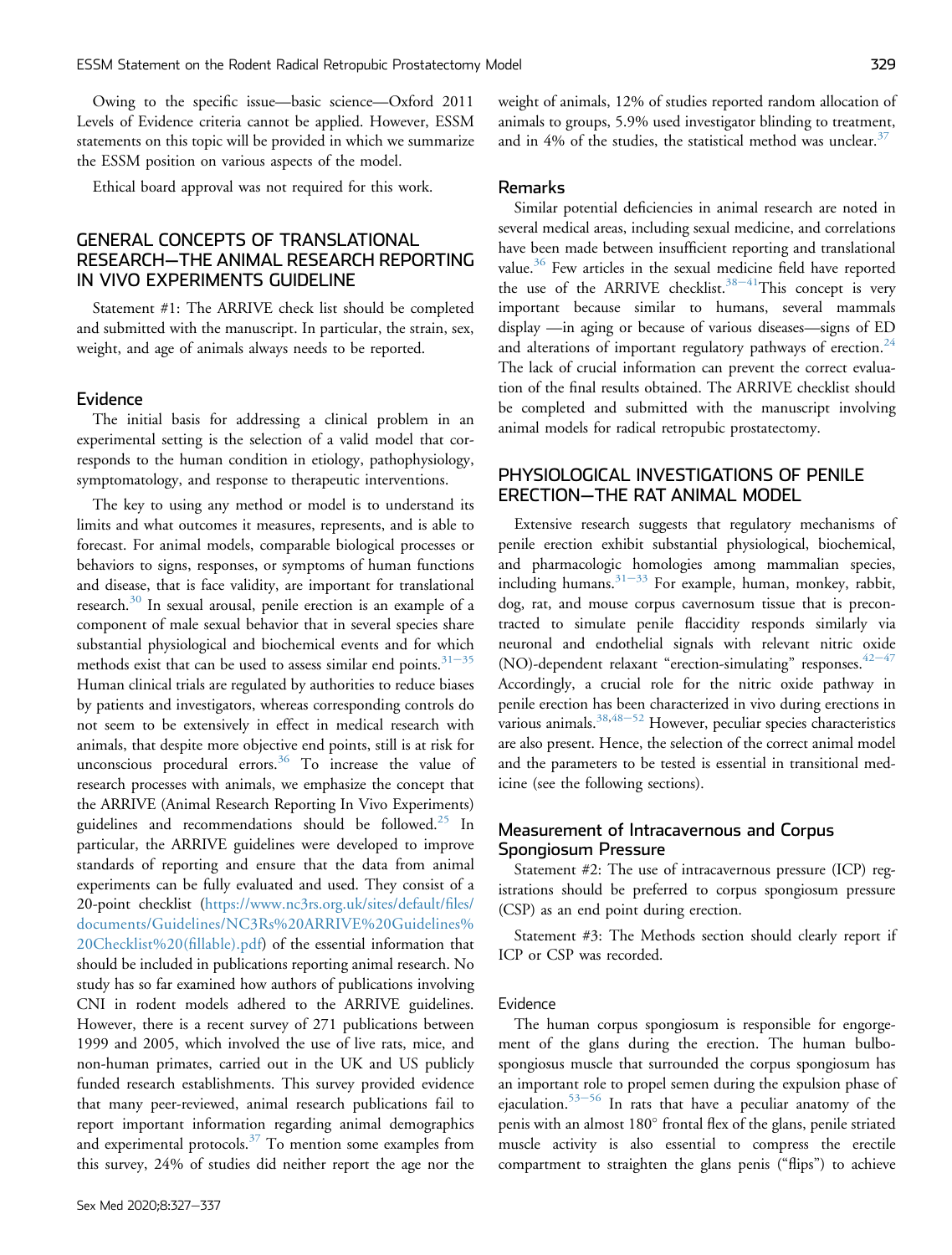Owing to the specific issue—basic science—Oxford 2011 Levels of Evidence criteria cannot be applied. However, ESSM statements on this topic will be provided in which we summarize the ESSM position on various aspects of the model.

Ethical board approval was not required for this work.

## GENERAL CONCEPTS OF TRANSLATIONAL RESEARCH—THE ANIMAL RESEARCH REPORTING IN VIVO EXPERIMENTS GUIDELINE

Statement #1: The ARRIVE check list should be completed and submitted with the manuscript. In particular, the strain, sex, weight, and age of animals always needs to be reported.

### Evidence

The initial basis for addressing a clinical problem in an experimental setting is the selection of a valid model that corresponds to the human condition in etiology, pathophysiology, symptomatology, and response to therapeutic interventions.

The key to using any method or model is to understand its limits and what outcomes it measures, represents, and is able to forecast. For animal models, comparable biological processes or behaviors to signs, responses, or symptoms of human functions and disease, that is face validity, are important for translational research.[30] In sexual arousal, penile erection is an example of a component of male sexual behavior that in several species share substantial physiological and biochemical events and for which methods exist that can be used to assess similar end points.[31−35] Human clinical trials are regulated by authorities to reduce biases by patients and investigators, whereas corresponding controls do not seem to be extensively in effect in medical research with animals, that despite more objective end points, still is at risk for unconscious procedural errors.[36] To increase the value of research processes with animals, we emphasize the concept that the ARRIVE (Animal Research Reporting In Vivo Experiments) guidelines and recommendations should be followed.[25] In particular, the ARRIVE guidelines were developed to improve standards of reporting and ensure that the data from animal experiments can be fully evaluated and used. They consist of a 20-point checklist (https://www.nc3rs.org.uk/sites/default/files/documents/Guidelines/NC3Rs%20ARRIVE%20Guidelines%20Checklist%20(fillable).pdf) of the essential information that should be included in publications reporting animal research. No study has so far examined how authors of publications involving CNI in rodent models adhered to the ARRIVE guidelines. However, there is a recent survey of 271 publications between 1999 and 2005, which involved the use of live rats, mice, and non-human primates, carried out in the UK and US publicly funded research establishments. This survey provided evidence that many peer-reviewed, animal research publications fail to report important information regarding animal demographics and experimental protocols.[37] To mention some examples from this survey, 24% of studies did neither report the age nor the weight of animals, 12% of studies reported random allocation of animals to groups, 5.9% used investigator blinding to treatment, and in 4% of the studies, the statistical method was unclear.[37]

### Remarks

Similar potential deficiencies in animal research are noted in several medical areas, including sexual medicine, and correlations have been made between insufficient reporting and translational value.[36] Few articles in the sexual medicine field have reported the use of the ARRIVE checklist.[38−41] This concept is very important because similar to humans, several mammals display —in aging or because of various diseases—signs of ED and alterations of important regulatory pathways of erection.[24] The lack of crucial information can prevent the correct evaluation of the final results obtained. The ARRIVE checklist should be completed and submitted with the manuscript involving animal models for radical retropubic prostatectomy.

## PHYSIOLOGICAL INVESTIGATIONS OF PENILE ERECTION—THE RAT ANIMAL MODEL

Extensive research suggests that regulatory mechanisms of penile erection exhibit substantial physiological, biochemical, and pharmacologic homologies among mammalian species, including humans.[31−33] For example, human, monkey, rabbit, dog, rat, and mouse corpus cavernosum tissue that is precontracted to simulate penile flaccidity responds similarly via neuronal and endothelial signals with relevant nitric oxide (NO)-dependent relaxant "erection-simulating" responses.[42−47] Accordingly, a crucial role for the nitric oxide pathway in penile erection has been characterized in vivo during erections in various animals.[38,48−52] However, peculiar species characteristics are also present. Hence, the selection of the correct animal model and the parameters to be tested is essential in transitional medicine (see the following sections).

### Measurement of Intracavernous and Corpus Spongiosum Pressure

Statement #2: The use of intracavernous pressure (ICP) registrations should be preferred to corpus spongiosum pressure (CSP) as an end point during erection.

Statement #3: The Methods section should clearly report if ICP or CSP was recorded.

#### Evidence

The human corpus spongiosum is responsible for engorgement of the glans during the erection. The human bulbospongiosus muscle that surrounded the corpus spongiosum has an important role to propel semen during the expulsion phase of ejaculation.[53−56] In rats that have a peculiar anatomy of the penis with an almost 180° frontal flex of the glans, penile striated muscle activity is also essential to compress the erectile compartment to straighten the glans penis ("flips") to achieve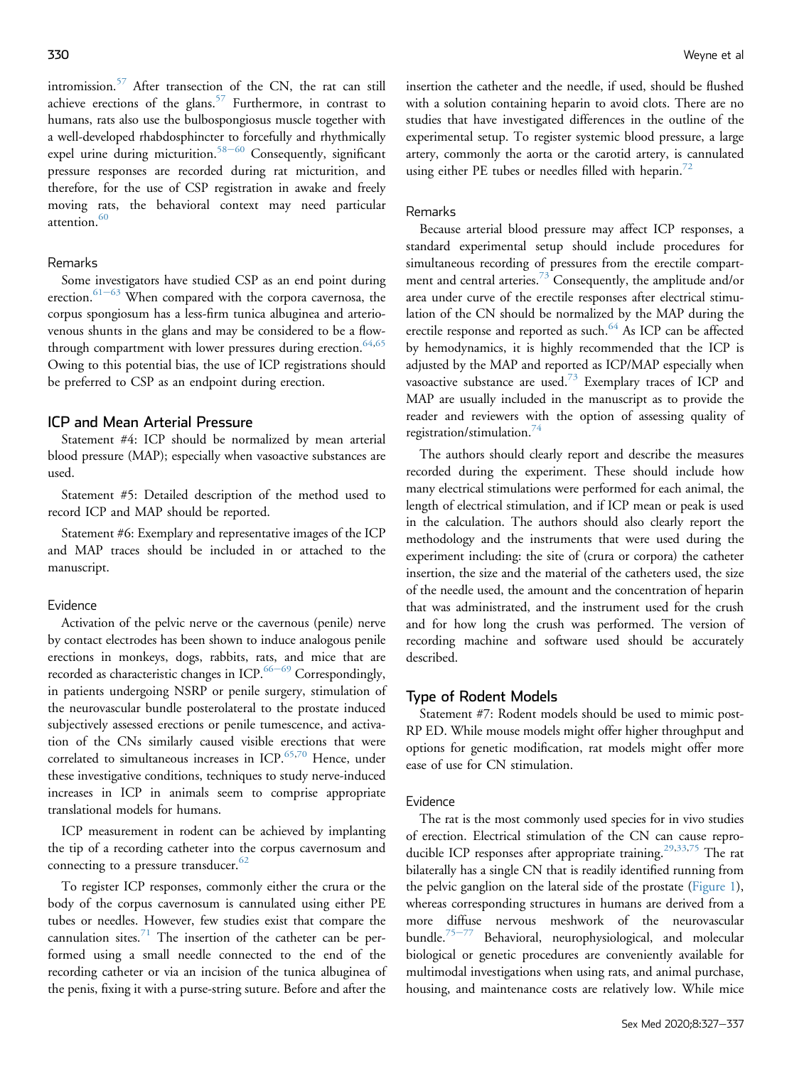intromission.[57] After transection of the CN, the rat can still achieve erections of the glans.[57] Furthermore, in contrast to humans, rats also use the bulbospongiosus muscle together with a well-developed rhabdosphincter to forcefully and rhythmically expel urine during micturition.[58−60] Consequently, significant pressure responses are recorded during rat micturition, and therefore, for the use of CSP registration in awake and freely moving rats, the behavioral context may need particular attention.[60]

### Remarks

Some investigators have studied CSP as an end point during erection.[61−63] When compared with the corpora cavernosa, the corpus spongiosum has a less-firm tunica albuginea and arteriovenous shunts in the glans and may be considered to be a flow-through compartment with lower pressures during erection.[64,65] Owing to this potential bias, the use of ICP registrations should be preferred to CSP as an endpoint during erection.

## ICP and Mean Arterial Pressure

Statement #4: ICP should be normalized by mean arterial blood pressure (MAP); especially when vasoactive substances are used.

Statement #5: Detailed description of the method used to record ICP and MAP should be reported.

Statement #6: Exemplary and representative images of the ICP and MAP traces should be included in or attached to the manuscript.

### Evidence

Activation of the pelvic nerve or the cavernous (penile) nerve by contact electrodes has been shown to induce analogous penile erections in monkeys, dogs, rabbits, rats, and mice that are recorded as characteristic changes in ICP.[66−69] Correspondingly, in patients undergoing NSRP or penile surgery, stimulation of the neurovascular bundle posterolateral to the prostate induced subjectively assessed erections or penile tumescence, and activation of the CNs similarly caused visible erections that were correlated to simultaneous increases in ICP.[65,70] Hence, under these investigative conditions, techniques to study nerve-induced increases in ICP in animals seem to comprise appropriate translational models for humans.

ICP measurement in rodent can be achieved by implanting the tip of a recording catheter into the corpus cavernosum and connecting to a pressure transducer.[62]

To register ICP responses, commonly either the crura or the body of the corpus cavernosum is cannulated using either PE tubes or needles. However, few studies exist that compare the cannulation sites.[71] The insertion of the catheter can be performed using a small needle connected to the end of the recording catheter or via an incision of the tunica albuginea of the penis, fixing it with a purse-string suture. Before and after the insertion the catheter and the needle, if used, should be flushed with a solution containing heparin to avoid clots. There are no studies that have investigated differences in the outline of the experimental setup. To register systemic blood pressure, a large artery, commonly the aorta or the carotid artery, is cannulated using either PE tubes or needles filled with heparin.[72]

### Remarks

Because arterial blood pressure may affect ICP responses, a standard experimental setup should include procedures for simultaneous recording of pressures from the erectile compartment and central arteries.[73] Consequently, the amplitude and/or area under curve of the erectile responses after electrical stimulation of the CN should be normalized by the MAP during the erectile response and reported as such.[64] As ICP can be affected by hemodynamics, it is highly recommended that the ICP is adjusted by the MAP and reported as ICP/MAP especially when vasoactive substance are used.[73] Exemplary traces of ICP and MAP are usually included in the manuscript as to provide the reader and reviewers with the option of assessing quality of registration/stimulation.[74]

The authors should clearly report and describe the measures recorded during the experiment. These should include how many electrical stimulations were performed for each animal, the length of electrical stimulation, and if ICP mean or peak is used in the calculation. The authors should also clearly report the methodology and the instruments that were used during the experiment including: the site of (crura or corpora) the catheter insertion, the size and the material of the catheters used, the size of the needle used, the amount and the concentration of heparin that was administrated, and the instrument used for the crush and for how long the crush was performed. The version of recording machine and software used should be accurately described.

## Type of Rodent Models

Statement #7: Rodent models should be used to mimic post-RP ED. While mouse models might offer higher throughput and options for genetic modification, rat models might offer more ease of use for CN stimulation.

### Evidence

The rat is the most commonly used species for in vivo studies of erection. Electrical stimulation of the CN can cause reproducible ICP responses after appropriate training.[29,33,75] The rat bilaterally has a single CN that is readily identified running from the pelvic ganglion on the lateral side of the prostate (Figure 1), whereas corresponding structures in humans are derived from a more diffuse nervous meshwork of the neurovascular bundle.[75−77] Behavioral, neurophysiological, and molecular biological or genetic procedures are conveniently available for multimodal investigations when using rats, and animal purchase, housing, and maintenance costs are relatively low. While mice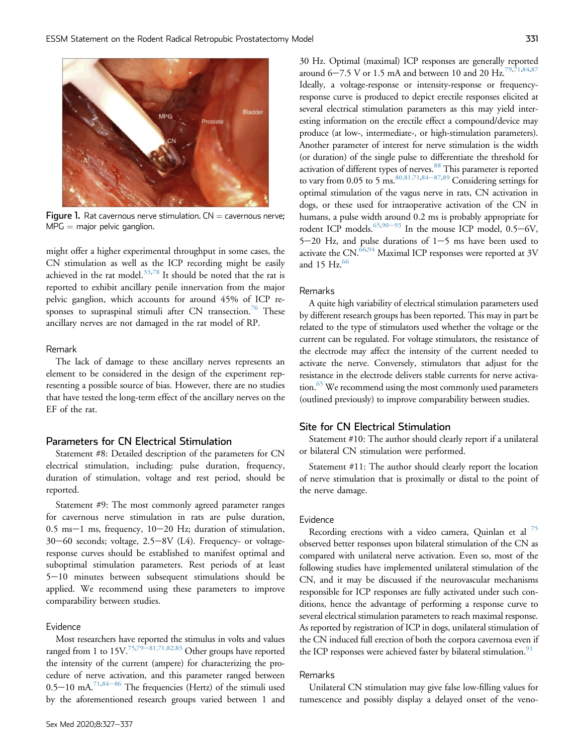Figure 1. Rat cavernous nerve stimulation. CN = cavernous nerve; MPG = major pelvic ganglion.

might offer a higher experimental throughput in some cases, the CN stimulation as well as the ICP recording might be easily achieved in the rat model.[33,78] It should be noted that the rat is reported to exhibit ancillary penile innervation from the major pelvic ganglion, which accounts for around 45% of ICP responses to supraspinal stimuli after CN transection.[76] These ancillary nerves are not damaged in the rat model of RP.

### Remark

The lack of damage to these ancillary nerves represents an element to be considered in the design of the experiment representing a possible source of bias. However, there are no studies that have tested the long-term effect of the ancillary nerves on the EF of the rat.

## Parameters for CN Electrical Stimulation

Statement #8: Detailed description of the parameters for CN electrical stimulation, including: pulse duration, frequency, duration of stimulation, voltage and rest period, should be reported.

Statement #9: The most commonly agreed parameter ranges for cavernous nerve stimulation in rats are pulse duration, 0.5 ms−1 ms, frequency, 10−20 Hz; duration of stimulation, 30−60 seconds; voltage, 2.5−8V (L4). Frequency- or voltage-response curves should be established to manifest optimal and suboptimal stimulation parameters. Rest periods of at least 5−10 minutes between subsequent stimulations should be applied. We recommend using these parameters to improve comparability between studies.

### Evidence

Most researchers have reported the stimulus in volts and values ranged from 1 to 15V.[75,79−81,71,82,83] Other groups have reported the intensity of the current (ampere) for characterizing the procedure of nerve activation, and this parameter ranged between 0.5−10 mA.[71,84−86] The frequencies (Hertz) of the stimuli used by the aforementioned research groups varied between 1 and 30 Hz. Optimal (maximal) ICP responses are generally reported around 6−7.5 V or 1.5 mA and between 10 and 20 Hz.[79,71,84,87] Ideally, a voltage-response or intensity-response or frequency-response curve is produced to depict erectile responses elicited at several electrical stimulation parameters as this may yield interesting information on the erectile effect a compound/device may produce (at low-, intermediate-, or high-stimulation parameters). Another parameter of interest for nerve stimulation is the width (or duration) of the single pulse to differentiate the threshold for activation of different types of nerves.[88] This parameter is reported to vary from 0.05 to 5 ms.[80,81,71,84−87,89] Considering settings for optimal stimulation of the vagus nerve in rats, CN activation in dogs, or these used for intraoperative activation of the CN in humans, a pulse width around 0.2 ms is probably appropriate for rodent ICP models.[65,90−93] In the mouse ICP model, 0.5−6V, 5−20 Hz, and pulse durations of 1−5 ms have been used to activate the CN.[66,94] Maximal ICP responses were reported at 3V and 15 Hz.[66]

### Remarks

A quite high variability of electrical stimulation parameters used by different research groups has been reported. This may in part be related to the type of stimulators used whether the voltage or the current can be regulated. For voltage stimulators, the resistance of the electrode may affect the intensity of the current needed to activate the nerve. Conversely, stimulators that adjust for the resistance in the electrode delivers stable currents for nerve activation.[65] We recommend using the most commonly used parameters (outlined previously) to improve comparability between studies.

## Site for CN Electrical Stimulation

Statement #10: The author should clearly report if a unilateral or bilateral CN stimulation were performed.

Statement #11: The author should clearly report the location of nerve stimulation that is proximally or distal to the point of the nerve damage.

### Evidence

Recording erections with a video camera, Quinlan et al [75] observed better responses upon bilateral stimulation of the CN as compared with unilateral nerve activation. Even so, most of the following studies have implemented unilateral stimulation of the CN, and it may be discussed if the neurovascular mechanisms responsible for ICP responses are fully activated under such conditions, hence the advantage of performing a response curve to several electrical stimulation parameters to reach maximal response. As reported by registration of ICP in dogs, unilateral stimulation of the CN induced full erection of both the corpora cavernosa even if the ICP responses were achieved faster by bilateral stimulation.[91]

### Remarks

Unilateral CN stimulation may give false low-filling values for tumescence and possibly display a delayed onset of the veno-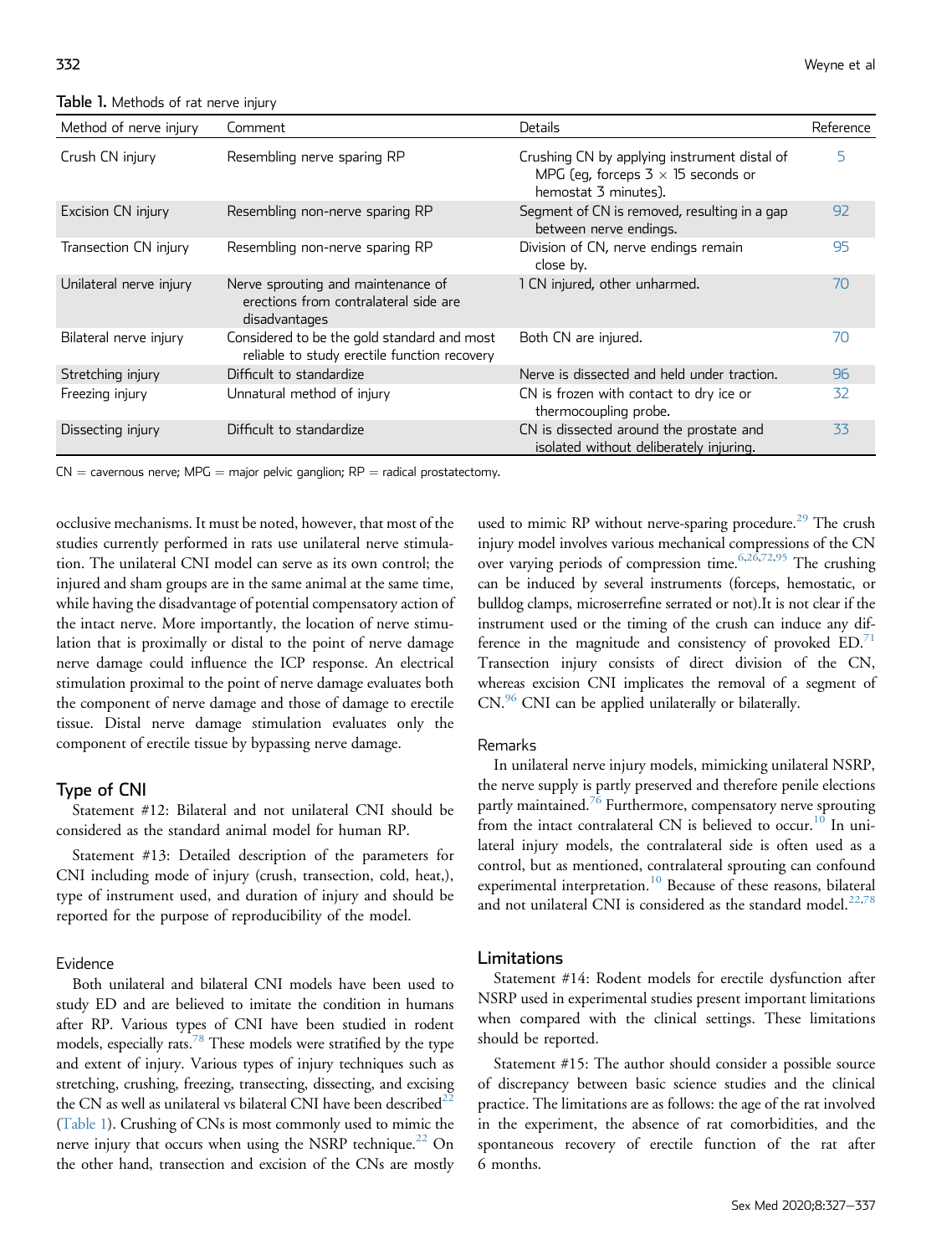**Table 1.** Methods of rat nerve injury

| Method of nerve injury | Comment | Details | Reference |
|---|---|---|---|
| Crush CN injury | Resembling nerve sparing RP | Crushing CN by applying instrument distal of MPG (eg, forceps 3 × 15 seconds or hemostat 3 minutes). | 5 |
| Excision CN injury | Resembling non-nerve sparing RP | Segment of CN is removed, resulting in a gap between nerve endings. | 92 |
| Transection CN injury | Resembling non-nerve sparing RP | Division of CN, nerve endings remain close by. | 95 |
| Unilateral nerve injury | Nerve sprouting and maintenance of erections from contralateral side are disadvantages | 1 CN injured, other unharmed. | 70 |
| Bilateral nerve injury | Considered to be the gold standard and most reliable to study erectile function recovery | Both CN are injured. | 70 |
| Stretching injury | Difficult to standardize | Nerve is dissected and held under traction. | 96 |
| Freezing injury | Unnatural method of injury | CN is frozen with contact to dry ice or thermocoupling probe. | 32 |
| Dissecting injury | Difficult to standardize | CN is dissected around the prostate and isolated without deliberately injuring. | 33 |

CN = cavernous nerve; MPG = major pelvic ganglion; RP = radical prostatectomy.

occlusive mechanisms. It must be noted, however, that most of the studies currently performed in rats use unilateral nerve stimulation. The unilateral CNI model can serve as its own control; the injured and sham groups are in the same animal at the same time, while having the disadvantage of potential compensatory action of the intact nerve. More importantly, the location of nerve stimulation that is proximally or distal to the point of nerve damage nerve damage could influence the ICP response. An electrical stimulation proximal to the point of nerve damage evaluates both the component of nerve damage and those of damage to erectile tissue. Distal nerve damage stimulation evaluates only the component of erectile tissue by bypassing nerve damage.

## Type of CNI

Statement #12: Bilateral and not unilateral CNI should be considered as the standard animal model for human RP.

Statement #13: Detailed description of the parameters for CNI including mode of injury (crush, transection, cold, heat,), type of instrument used, and duration of injury and should be reported for the purpose of reproducibility of the model.

### Evidence

Both unilateral and bilateral CNI models have been used to study ED and are believed to imitate the condition in humans after RP. Various types of CNI have been studied in rodent models, especially rats.[78] These models were stratified by the type and extent of injury. Various types of injury techniques such as stretching, crushing, freezing, transecting, dissecting, and excising the CN as well as unilateral vs bilateral CNI have been described[22] (Table 1). Crushing of CNs is most commonly used to mimic the nerve injury that occurs when using the NSRP technique.[22] On the other hand, transection and excision of the CNs are mostly used to mimic RP without nerve-sparing procedure.[29] The crush injury model involves various mechanical compressions of the CN over varying periods of compression time.[6,26,72,95] The crushing can be induced by several instruments (forceps, hemostatic, or bulldog clamps, microserrefine serrated or not).It is not clear if the instrument used or the timing of the crush can induce any difference in the magnitude and consistency of provoked ED.[71] Transection injury consists of direct division of the CN, whereas excision CNI implicates the removal of a segment of CN.[96] CNI can be applied unilaterally or bilaterally.

### Remarks

In unilateral nerve injury models, mimicking unilateral NSRP, the nerve supply is partly preserved and therefore penile elections partly maintained.[76] Furthermore, compensatory nerve sprouting from the intact contralateral CN is believed to occur.[10] In unilateral injury models, the contralateral side is often used as a control, but as mentioned, contralateral sprouting can confound experimental interpretation.[10] Because of these reasons, bilateral and not unilateral CNI is considered as the standard model.[22,78]

## Limitations

Statement #14: Rodent models for erectile dysfunction after NSRP used in experimental studies present important limitations when compared with the clinical settings. These limitations should be reported.

Statement #15: The author should consider a possible source of discrepancy between basic science studies and the clinical practice. The limitations are as follows: the age of the rat involved in the experiment, the absence of rat comorbidities, and the spontaneous recovery of erectile function of the rat after 6 months.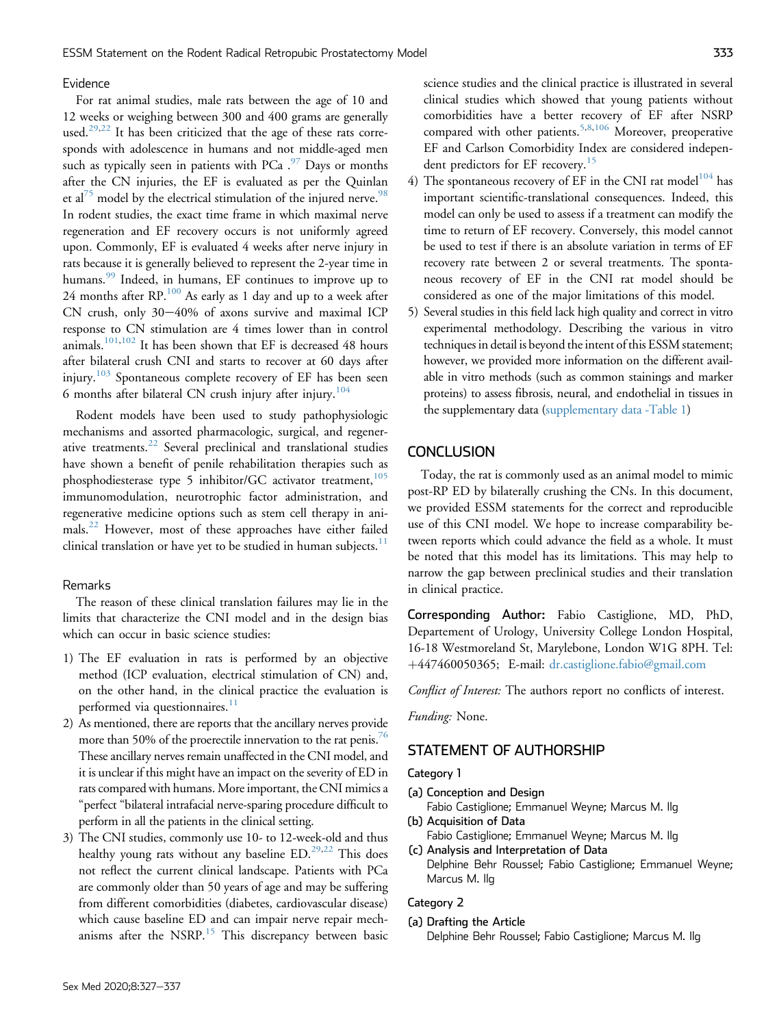### Evidence

For rat animal studies, male rats between the age of 10 and 12 weeks or weighing between 300 and 400 grams are generally used.[29,22] It has been criticized that the age of these rats corresponds with adolescence in humans and not middle-aged men such as typically seen in patients with PCa .[97] Days or months after the CN injuries, the EF is evaluated as per the Quinlan et al[75] model by the electrical stimulation of the injured nerve.[98] In rodent studies, the exact time frame in which maximal nerve regeneration and EF recovery occurs is not uniformly agreed upon. Commonly, EF is evaluated 4 weeks after nerve injury in rats because it is generally believed to represent the 2-year time in humans.[99] Indeed, in humans, EF continues to improve up to 24 months after RP.[100] As early as 1 day and up to a week after CN crush, only 30−40% of axons survive and maximal ICP response to CN stimulation are 4 times lower than in control animals.[101,102] It has been shown that EF is decreased 48 hours after bilateral crush CNI and starts to recover at 60 days after injury.[103] Spontaneous complete recovery of EF has been seen 6 months after bilateral CN crush injury after injury.[104]

Rodent models have been used to study pathophysiologic mechanisms and assorted pharmacologic, surgical, and regenerative treatments.[22] Several preclinical and translational studies have shown a benefit of penile rehabilitation therapies such as phosphodiesterase type 5 inhibitor/GC activator treatment,[105] immunomodulation, neurotrophic factor administration, and regenerative medicine options such as stem cell therapy in animals.[22] However, most of these approaches have either failed clinical translation or have yet to be studied in human subjects.[11]

### Remarks

The reason of these clinical translation failures may lie in the limits that characterize the CNI model and in the design bias which can occur in basic science studies:

1) The EF evaluation in rats is performed by an objective method (ICP evaluation, electrical stimulation of CN) and, on the other hand, in the clinical practice the evaluation is performed via questionnaires.[11]
2) As mentioned, there are reports that the ancillary nerves provide more than 50% of the proerectile innervation to the rat penis.[76] These ancillary nerves remain unaffected in the CNI model, and it is unclear if this might have an impact on the severity of ED in rats compared with humans. More important, the CNI mimics a "perfect "bilateral intrafacial nerve-sparing procedure difficult to perform in all the patients in the clinical setting.
3) The CNI studies, commonly use 10- to 12-week-old and thus healthy young rats without any baseline ED.[29,22] This does not reflect the current clinical landscape. Patients with PCa are commonly older than 50 years of age and may be suffering from different comorbidities (diabetes, cardiovascular disease) which cause baseline ED and can impair nerve repair mechanisms after the NSRP.[15] This discrepancy between basic science studies and the clinical practice is illustrated in several clinical studies which showed that young patients without comorbidities have a better recovery of EF after NSRP compared with other patients.[5,8,106] Moreover, preoperative EF and Carlson Comorbidity Index are considered independent predictors for EF recovery.[15]
4) The spontaneous recovery of EF in the CNI rat model[104] has important scientific-translational consequences. Indeed, this model can only be used to assess if a treatment can modify the time to return of EF recovery. Conversely, this model cannot be used to test if there is an absolute variation in terms of EF recovery rate between 2 or several treatments. The spontaneous recovery of EF in the CNI rat model should be considered as one of the major limitations of this model.
5) Several studies in this field lack high quality and correct in vitro experimental methodology. Describing the various in vitro techniques in detail is beyond the intent of this ESSM statement; however, we provided more information on the different available in vitro methods (such as common stainings and marker proteins) to assess fibrosis, neural, and endothelial in tissues in the supplementary data (supplementary data -Table 1)

## CONCLUSION

Today, the rat is commonly used as an animal model to mimic post-RP ED by bilaterally crushing the CNs. In this document, we provided ESSM statements for the correct and reproducible use of this CNI model. We hope to increase comparability between reports which could advance the field as a whole. It must be noted that this model has its limitations. This may help to narrow the gap between preclinical studies and their translation in clinical practice.

**Corresponding Author:** Fabio Castiglione, MD, PhD, Departement of Urology, University College London Hospital, 16-18 Westmoreland St, Marylebone, London W1G 8PH. Tel: +447460050365; E-mail: dr.castiglione.fabio@gmail.com

*Conflict of Interest:* The authors report no conflicts of interest.

*Funding:* None.

## STATEMENT OF AUTHORSHIP

### Category 1

(a) Conception and Design
Fabio Castiglione; Emmanuel Weyne; Marcus M. Ilg

(b) Acquisition of Data
Fabio Castiglione; Emmanuel Weyne; Marcus M. Ilg

(c) Analysis and Interpretation of Data
Delphine Behr Roussel; Fabio Castiglione; Emmanuel Weyne; Marcus M. Ilg

### Category 2

(a) Drafting the Article
Delphine Behr Roussel; Fabio Castiglione; Marcus M. Ilg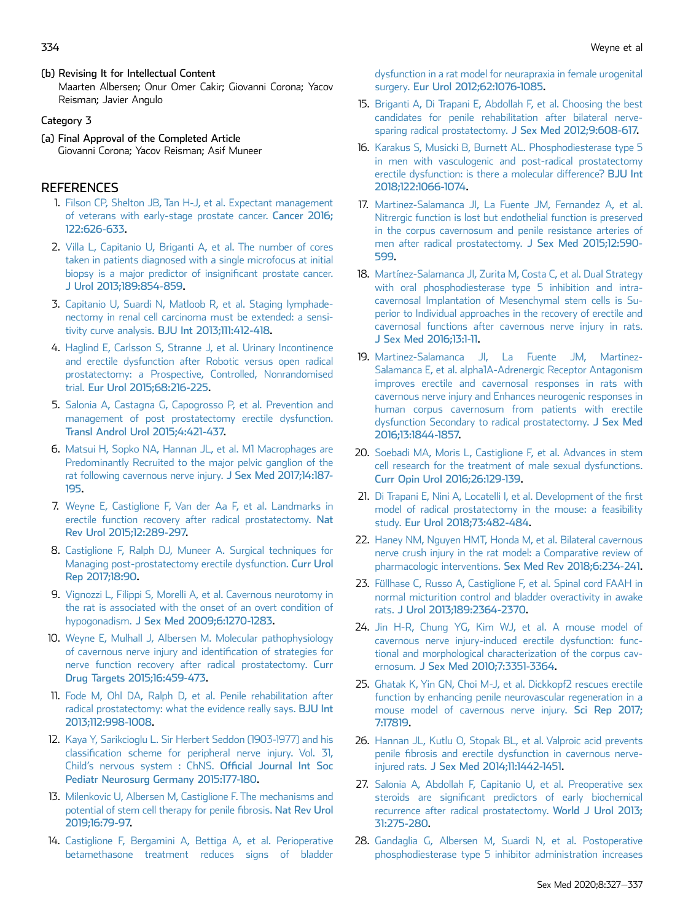(b) Revising It for Intellectual Content
Maarten Albersen; Onur Omer Cakir; Giovanni Corona; Yacov Reisman; Javier Angulo

Category 3

(a) Final Approval of the Completed Article
Giovanni Corona; Yacov Reisman; Asif Muneer

## REFERENCES

1. Filson CP, Shelton JB, Tan H-J, et al. Expectant management of veterans with early-stage prostate cancer. Cancer 2016; 122:626-633.
2. Villa L, Capitanio U, Briganti A, et al. The number of cores taken in patients diagnosed with a single microfocus at initial biopsy is a major predictor of insignificant prostate cancer. J Urol 2013;189:854-859.
3. Capitanio U, Suardi N, Matloob R, et al. Staging lymphadenectomy in renal cell carcinoma must be extended: a sensitivity curve analysis. BJU Int 2013;111:412-418.
4. Haglind E, Carlsson S, Stranne J, et al. Urinary Incontinence and erectile dysfunction after Robotic versus open radical prostatectomy: a Prospective, Controlled, Nonrandomised trial. Eur Urol 2015;68:216-225.
5. Salonia A, Castagna G, Capogrosso P, et al. Prevention and management of post prostatectomy erectile dysfunction. Transl Androl Urol 2015;4:421-437.
6. Matsui H, Sopko NA, Hannan JL, et al. M1 Macrophages are Predominantly Recruited to the major pelvic ganglion of the rat following cavernous nerve injury. J Sex Med 2017;14:187-195.
7. Weyne E, Castiglione F, Van der Aa F, et al. Landmarks in erectile function recovery after radical prostatectomy. Nat Rev Urol 2015;12:289-297.
8. Castiglione F, Ralph DJ, Muneer A. Surgical techniques for Managing post-prostatectomy erectile dysfunction. Curr Urol Rep 2017;18:90.
9. Vignozzi L, Filippi S, Morelli A, et al. Cavernous neurotomy in the rat is associated with the onset of an overt condition of hypogonadism. J Sex Med 2009;6:1270-1283.
10. Weyne E, Mulhall J, Albersen M. Molecular pathophysiology of cavernous nerve injury and identification of strategies for nerve function recovery after radical prostatectomy. Curr Drug Targets 2015;16:459-473.
11. Fode M, Ohl DA, Ralph D, et al. Penile rehabilitation after radical prostatectomy: what the evidence really says. BJU Int 2013;112:998-1008.
12. Kaya Y, Sarikcioglu L. Sir Herbert Seddon (1903-1977) and his classification scheme for peripheral nerve injury. Vol. 31, Child's nervous system : ChNS. Official Journal Int Soc Pediatr Neurosurg Germany 2015:177-180.
13. Milenkovic U, Albersen M, Castiglione F. The mechanisms and potential of stem cell therapy for penile fibrosis. Nat Rev Urol 2019;16:79-97.
14. Castiglione F, Bergamini A, Bettiga A, et al. Perioperative betamethasone treatment reduces signs of bladder dysfunction in a rat model for neurapraxia in female urogenital surgery. Eur Urol 2012;62:1076-1085.
15. Briganti A, Di Trapani E, Abdollah F, et al. Choosing the best candidates for penile rehabilitation after bilateral nerve-sparing radical prostatectomy. J Sex Med 2012;9:608-617.
16. Karakus S, Musicki B, Burnett AL. Phosphodiesterase type 5 in men with vasculogenic and post-radical prostatectomy erectile dysfunction: is there a molecular difference? BJU Int 2018;122:1066-1074.
17. Martinez-Salamanca JI, La Fuente JM, Fernandez A, et al. Nitrergic function is lost but endothelial function is preserved in the corpus cavernosum and penile resistance arteries of men after radical prostatectomy. J Sex Med 2015;12:590-599.
18. Martínez-Salamanca JI, Zurita M, Costa C, et al. Dual Strategy with oral phosphodiesterase type 5 inhibition and intracavernosal Implantation of Mesenchymal stem cells is Superior to Individual approaches in the recovery of erectile and cavernosal functions after cavernous nerve injury in rats. J Sex Med 2016;13:1-11.
19. Martinez-Salamanca JI, La Fuente JM, Martinez-Salamanca E, et al. alpha1A-Adrenergic Receptor Antagonism improves erectile and cavernosal responses in rats with cavernous nerve injury and Enhances neurogenic responses in human corpus cavernosum from patients with erectile dysfunction Secondary to radical prostatectomy. J Sex Med 2016;13:1844-1857.
20. Soebadi MA, Moris L, Castiglione F, et al. Advances in stem cell research for the treatment of male sexual dysfunctions. Curr Opin Urol 2016;26:129-139.
21. Di Trapani E, Nini A, Locatelli I, et al. Development of the first model of radical prostatectomy in the mouse: a feasibility study. Eur Urol 2018;73:482-484.
22. Haney NM, Nguyen HMT, Honda M, et al. Bilateral cavernous nerve crush injury in the rat model: a Comparative review of pharmacologic interventions. Sex Med Rev 2018;6:234-241.
23. Füllhase C, Russo A, Castiglione F, et al. Spinal cord FAAH in normal micturition control and bladder overactivity in awake rats. J Urol 2013;189:2364-2370.
24. Jin H-R, Chung YG, Kim WJ, et al. A mouse model of cavernous nerve injury-induced erectile dysfunction: functional and morphological characterization of the corpus cavernosum. J Sex Med 2010;7:3351-3364.
25. Ghatak K, Yin GN, Choi M-J, et al. Dickkopf2 rescues erectile function by enhancing penile neurovascular regeneration in a mouse model of cavernous nerve injury. Sci Rep 2017; 7:17819.
26. Hannan JL, Kutlu O, Stopak BL, et al. Valproic acid prevents penile fibrosis and erectile dysfunction in cavernous nerve-injured rats. J Sex Med 2014;11:1442-1451.
27. Salonia A, Abdollah F, Capitanio U, et al. Preoperative sex steroids are significant predictors of early biochemical recurrence after radical prostatectomy. World J Urol 2013; 31:275-280.
28. Gandaglia G, Albersen M, Suardi N, et al. Postoperative phosphodiesterase type 5 inhibitor administration increases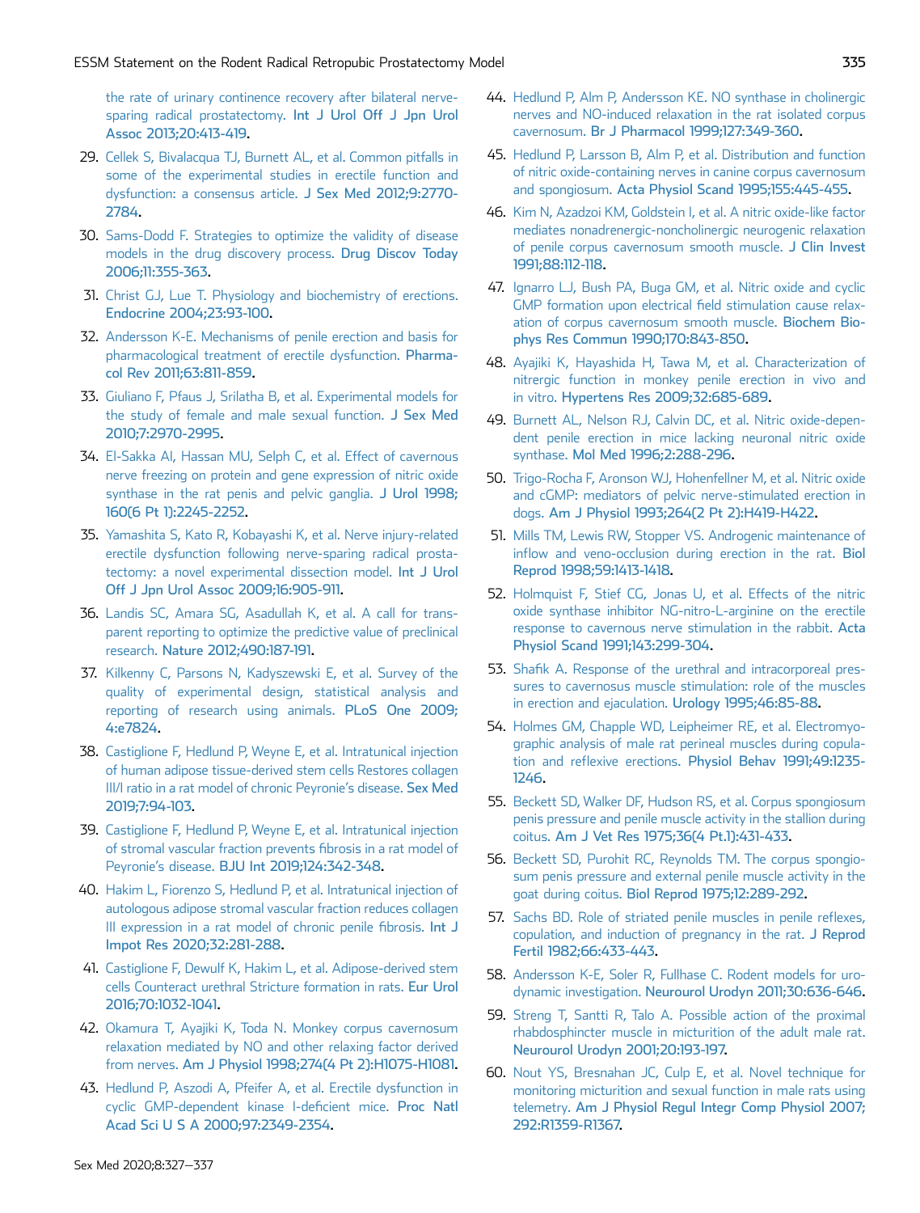the rate of urinary continence recovery after bilateral nerve-sparing radical prostatectomy. Int J Urol Off J Jpn Urol Assoc 2013;20:413-419.

29. Cellek S, Bivalacqua TJ, Burnett AL, et al. Common pitfalls in some of the experimental studies in erectile function and dysfunction: a consensus article. J Sex Med 2012;9:2770-2784.
30. Sams-Dodd F. Strategies to optimize the validity of disease models in the drug discovery process. Drug Discov Today 2006;11:355-363.
31. Christ GJ, Lue T. Physiology and biochemistry of erections. Endocrine 2004;23:93-100.
32. Andersson K-E. Mechanisms of penile erection and basis for pharmacological treatment of erectile dysfunction. Pharmacol Rev 2011;63:811-859.
33. Giuliano F, Pfaus J, Srilatha B, et al. Experimental models for the study of female and male sexual function. J Sex Med 2010;7:2970-2995.
34. El-Sakka AI, Hassan MU, Selph C, et al. Effect of cavernous nerve freezing on protein and gene expression of nitric oxide synthase in the rat penis and pelvic ganglia. J Urol 1998;160(6 Pt 1):2245-2252.
35. Yamashita S, Kato R, Kobayashi K, et al. Nerve injury-related erectile dysfunction following nerve-sparing radical prostatectomy: a novel experimental dissection model. Int J Urol Off J Jpn Urol Assoc 2009;16:905-911.
36. Landis SC, Amara SG, Asadullah K, et al. A call for transparent reporting to optimize the predictive value of preclinical research. Nature 2012;490:187-191.
37. Kilkenny C, Parsons N, Kadyszewski E, et al. Survey of the quality of experimental design, statistical analysis and reporting of research using animals. PLoS One 2009;4:e7824.
38. Castiglione F, Hedlund P, Weyne E, et al. Intratunical injection of human adipose tissue-derived stem cells Restores collagen III/I ratio in a rat model of chronic Peyronie's disease. Sex Med 2019;7:94-103.
39. Castiglione F, Hedlund P, Weyne E, et al. Intratunical injection of stromal vascular fraction prevents fibrosis in a rat model of Peyronie's disease. BJU Int 2019;124:342-348.
40. Hakim L, Fiorenzo S, Hedlund P, et al. Intratunical injection of autologous adipose stromal vascular fraction reduces collagen III expression in a rat model of chronic penile fibrosis. Int J Impot Res 2020;32:281-288.
41. Castiglione F, Dewulf K, Hakim L, et al. Adipose-derived stem cells Counteract urethral Stricture formation in rats. Eur Urol 2016;70:1032-1041.
42. Okamura T, Ayajiki K, Toda N. Monkey corpus cavernosum relaxation mediated by NO and other relaxing factor derived from nerves. Am J Physiol 1998;274(4 Pt 2):H1075-H1081.
43. Hedlund P, Aszodi A, Pfeifer A, et al. Erectile dysfunction in cyclic GMP-dependent kinase I-deficient mice. Proc Natl Acad Sci U S A 2000;97:2349-2354.
44. Hedlund P, Alm P, Andersson KE. NO synthase in cholinergic nerves and NO-induced relaxation in the rat isolated corpus cavernosum. Br J Pharmacol 1999;127:349-360.
45. Hedlund P, Larsson B, Alm P, et al. Distribution and function of nitric oxide-containing nerves in canine corpus cavernosum and spongiosum. Acta Physiol Scand 1995;155:445-455.
46. Kim N, Azadzoi KM, Goldstein I, et al. A nitric oxide-like factor mediates nonadrenergic-noncholinergic neurogenic relaxation of penile corpus cavernosum smooth muscle. J Clin Invest 1991;88:112-118.
47. Ignarro LJ, Bush PA, Buga GM, et al. Nitric oxide and cyclic GMP formation upon electrical field stimulation cause relaxation of corpus cavernosum smooth muscle. Biochem Biophys Res Commun 1990;170:843-850.
48. Ayajiki K, Hayashida H, Tawa M, et al. Characterization of nitrergic function in monkey penile erection in vivo and in vitro. Hypertens Res 2009;32:685-689.
49. Burnett AL, Nelson RJ, Calvin DC, et al. Nitric oxide-dependent penile erection in mice lacking neuronal nitric oxide synthase. Mol Med 1996;2:288-296.
50. Trigo-Rocha F, Aronson WJ, Hohenfellner M, et al. Nitric oxide and cGMP: mediators of pelvic nerve-stimulated erection in dogs. Am J Physiol 1993;264(2 Pt 2):H419-H422.
51. Mills TM, Lewis RW, Stopper VS. Androgenic maintenance of inflow and veno-occlusion during erection in the rat. Biol Reprod 1998;59:1413-1418.
52. Holmquist F, Stief CG, Jonas U, et al. Effects of the nitric oxide synthase inhibitor NG-nitro-L-arginine on the erectile response to cavernous nerve stimulation in the rabbit. Acta Physiol Scand 1991;143:299-304.
53. Shafik A. Response of the urethral and intracorporeal pressures to cavernosus muscle stimulation: role of the muscles in erection and ejaculation. Urology 1995;46:85-88.
54. Holmes GM, Chapple WD, Leipheimer RE, et al. Electromyographic analysis of male rat perineal muscles during copulation and reflexive erections. Physiol Behav 1991;49:1235-1246.
55. Beckett SD, Walker DF, Hudson RS, et al. Corpus spongiosum penis pressure and penile muscle activity in the stallion during coitus. Am J Vet Res 1975;36(4 Pt.1):431-433.
56. Beckett SD, Purohit RC, Reynolds TM. The corpus spongiosum penis pressure and external penile muscle activity in the goat during coitus. Biol Reprod 1975;12:289-292.
57. Sachs BD. Role of striated penile muscles in penile reflexes, copulation, and induction of pregnancy in the rat. J Reprod Fertil 1982;66:433-443.
58. Andersson K-E, Soler R, Fullhase C. Rodent models for urodynamic investigation. Neurourol Urodyn 2011;30:636-646.
59. Streng T, Santti R, Talo A. Possible action of the proximal rhabdosphincter muscle in micturition of the adult male rat. Neurourol Urodyn 2001;20:193-197.
60. Nout YS, Bresnahan JC, Culp E, et al. Novel technique for monitoring micturition and sexual function in male rats using telemetry. Am J Physiol Regul Integr Comp Physiol 2007;292:R1359-R1367.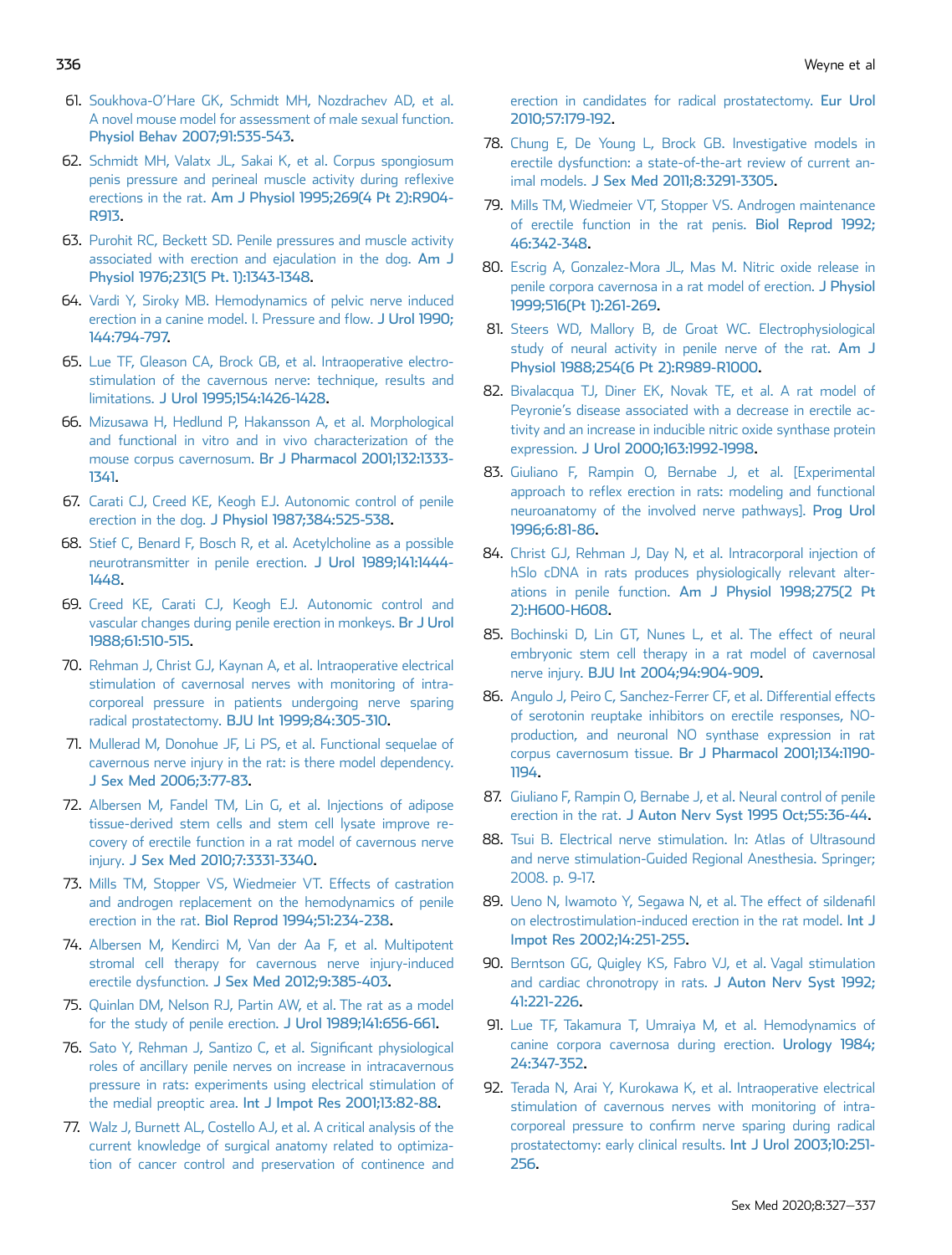61. Soukhova-O'Hare GK, Schmidt MH, Nozdrachev AD, et al. A novel mouse model for assessment of male sexual function. Physiol Behav 2007;91:535-543.
62. Schmidt MH, Valatx JL, Sakai K, et al. Corpus spongiosum penis pressure and perineal muscle activity during reflexive erections in the rat. Am J Physiol 1995;269(4 Pt 2):R904-R913.
63. Purohit RC, Beckett SD. Penile pressures and muscle activity associated with erection and ejaculation in the dog. Am J Physiol 1976;231(5 Pt. 1):1343-1348.
64. Vardi Y, Siroky MB. Hemodynamics of pelvic nerve induced erection in a canine model. I. Pressure and flow. J Urol 1990;144:794-797.
65. Lue TF, Gleason CA, Brock GB, et al. Intraoperative electrostimulation of the cavernous nerve: technique, results and limitations. J Urol 1995;154:1426-1428.
66. Mizusawa H, Hedlund P, Hakansson A, et al. Morphological and functional in vitro and in vivo characterization of the mouse corpus cavernosum. Br J Pharmacol 2001;132:1333-1341.
67. Carati CJ, Creed KE, Keogh EJ. Autonomic control of penile erection in the dog. J Physiol 1987;384:525-538.
68. Stief C, Benard F, Bosch R, et al. Acetylcholine as a possible neurotransmitter in penile erection. J Urol 1989;141:1444-1448.
69. Creed KE, Carati CJ, Keogh EJ. Autonomic control and vascular changes during penile erection in monkeys. Br J Urol 1988;61:510-515.
70. Rehman J, Christ GJ, Kaynan A, et al. Intraoperative electrical stimulation of cavernosal nerves with monitoring of intracorporeal pressure in patients undergoing nerve sparing radical prostatectomy. BJU Int 1999;84:305-310.
71. Mullerad M, Donohue JF, Li PS, et al. Functional sequelae of cavernous nerve injury in the rat: is there model dependency. J Sex Med 2006;3:77-83.
72. Albersen M, Fandel TM, Lin G, et al. Injections of adipose tissue-derived stem cells and stem cell lysate improve recovery of erectile function in a rat model of cavernous nerve injury. J Sex Med 2010;7:3331-3340.
73. Mills TM, Stopper VS, Wiedmeier VT. Effects of castration and androgen replacement on the hemodynamics of penile erection in the rat. Biol Reprod 1994;51:234-238.
74. Albersen M, Kendirci M, Van der Aa F, et al. Multipotent stromal cell therapy for cavernous nerve injury-induced erectile dysfunction. J Sex Med 2012;9:385-403.
75. Quinlan DM, Nelson RJ, Partin AW, et al. The rat as a model for the study of penile erection. J Urol 1989;141:656-661.
76. Sato Y, Rehman J, Santizo C, et al. Significant physiological roles of ancillary penile nerves on increase in intracavernous pressure in rats: experiments using electrical stimulation of the medial preoptic area. Int J Impot Res 2001;13:82-88.
77. Walz J, Burnett AL, Costello AJ, et al. A critical analysis of the current knowledge of surgical anatomy related to optimization of cancer control and preservation of continence and erection in candidates for radical prostatectomy. Eur Urol 2010;57:179-192.
78. Chung E, De Young L, Brock GB. Investigative models in erectile dysfunction: a state-of-the-art review of current animal models. J Sex Med 2011;8:3291-3305.
79. Mills TM, Wiedmeier VT, Stopper VS. Androgen maintenance of erectile function in the rat penis. Biol Reprod 1992;46:342-348.
80. Escrig A, Gonzalez-Mora JL, Mas M. Nitric oxide release in penile corpora cavernosa in a rat model of erection. J Physiol 1999;516(Pt 1):261-269.
81. Steers WD, Mallory B, de Groat WC. Electrophysiological study of neural activity in penile nerve of the rat. Am J Physiol 1988;254(6 Pt 2):R989-R1000.
82. Bivalacqua TJ, Diner EK, Novak TE, et al. A rat model of Peyronie's disease associated with a decrease in erectile activity and an increase in inducible nitric oxide synthase protein expression. J Urol 2000;163:1992-1998.
83. Giuliano F, Rampin O, Bernabe J, et al. [Experimental approach to reflex erection in rats: modeling and functional neuroanatomy of the involved nerve pathways]. Prog Urol 1996;6:81-86.
84. Christ GJ, Rehman J, Day N, et al. Intracorporal injection of hSlo cDNA in rats produces physiologically relevant alterations in penile function. Am J Physiol 1998;275(2 Pt 2):H600-H608.
85. Bochinski D, Lin GT, Nunes L, et al. The effect of neural embryonic stem cell therapy in a rat model of cavernosal nerve injury. BJU Int 2004;94:904-909.
86. Angulo J, Peiro C, Sanchez-Ferrer CF, et al. Differential effects of serotonin reuptake inhibitors on erectile responses, NO-production, and neuronal NO synthase expression in rat corpus cavernosum tissue. Br J Pharmacol 2001;134:1190-1194.
87. Giuliano F, Rampin O, Bernabe J, et al. Neural control of penile erection in the rat. J Auton Nerv Syst 1995 Oct;55:36-44.
88. Tsui B. Electrical nerve stimulation. In: Atlas of Ultrasound and nerve stimulation-Guided Regional Anesthesia. Springer; 2008. p. 9-17.
89. Ueno N, Iwamoto Y, Segawa N, et al. The effect of sildenafil on electrostimulation-induced erection in the rat model. Int J Impot Res 2002;14:251-255.
90. Berntson GG, Quigley KS, Fabro VJ, et al. Vagal stimulation and cardiac chronotropy in rats. J Auton Nerv Syst 1992;41:221-226.
91. Lue TF, Takamura T, Umraiya M, et al. Hemodynamics of canine corpora cavernosa during erection. Urology 1984;24:347-352.
92. Terada N, Arai Y, Kurokawa K, et al. Intraoperative electrical stimulation of cavernous nerves with monitoring of intracorporeal pressure to confirm nerve sparing during radical prostatectomy: early clinical results. Int J Urol 2003;10:251-256.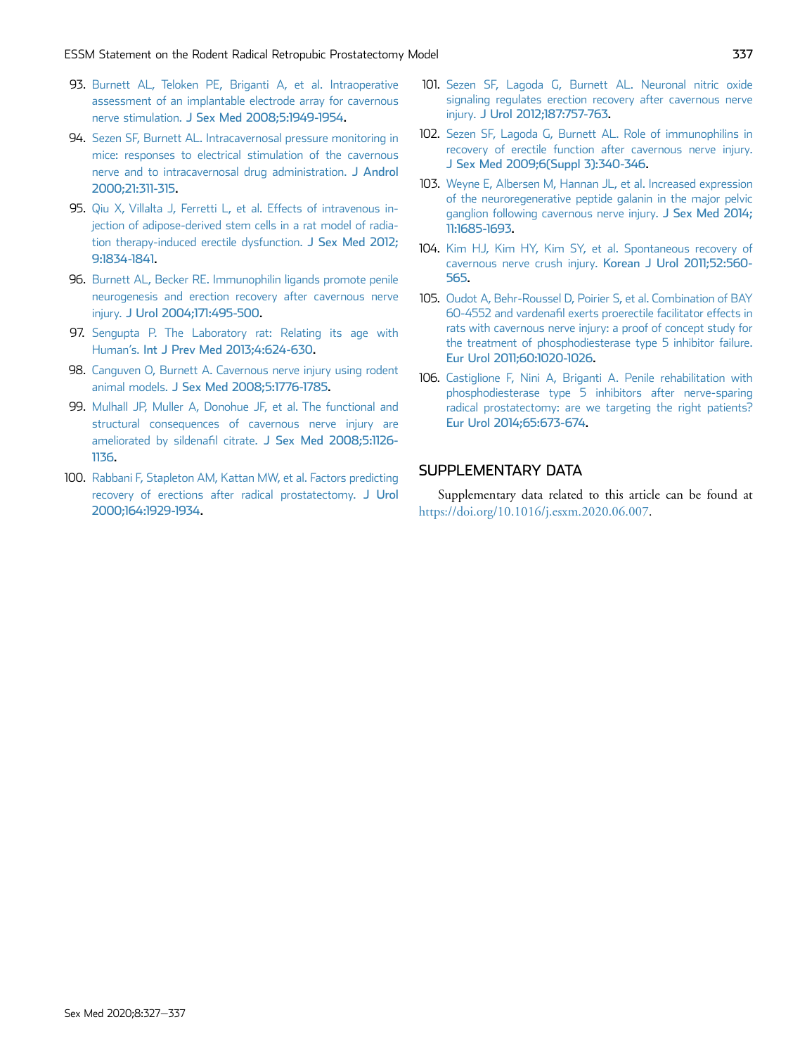93. Burnett AL, Teloken PE, Briganti A, et al. Intraoperative assessment of an implantable electrode array for cavernous nerve stimulation. J Sex Med 2008;5:1949-1954.

94. Sezen SF, Burnett AL. Intracavernosal pressure monitoring in mice: responses to electrical stimulation of the cavernous nerve and to intracavernosal drug administration. J Androl 2000;21:311-315.

95. Qiu X, Villalta J, Ferretti L, et al. Effects of intravenous injection of adipose-derived stem cells in a rat model of radiation therapy-induced erectile dysfunction. J Sex Med 2012; 9:1834-1841.

96. Burnett AL, Becker RE. Immunophilin ligands promote penile neurogenesis and erection recovery after cavernous nerve injury. J Urol 2004;171:495-500.

97. Sengupta P. The Laboratory rat: Relating its age with Human's. Int J Prev Med 2013;4:624-630.

98. Canguven O, Burnett A. Cavernous nerve injury using rodent animal models. J Sex Med 2008;5:1776-1785.

99. Mulhall JP, Muller A, Donohue JF, et al. The functional and structural consequences of cavernous nerve injury are ameliorated by sildenafil citrate. J Sex Med 2008;5:1126-1136.

100. Rabbani F, Stapleton AM, Kattan MW, et al. Factors predicting recovery of erections after radical prostatectomy. J Urol 2000;164:1929-1934.

101. Sezen SF, Lagoda G, Burnett AL. Neuronal nitric oxide signaling regulates erection recovery after cavernous nerve injury. J Urol 2012;187:757-763.

102. Sezen SF, Lagoda G, Burnett AL. Role of immunophilins in recovery of erectile function after cavernous nerve injury. J Sex Med 2009;6(Suppl 3):340-346.

103. Weyne E, Albersen M, Hannan JL, et al. Increased expression of the neuroregenerative peptide galanin in the major pelvic ganglion following cavernous nerve injury. J Sex Med 2014; 11:1685-1693.

104. Kim HJ, Kim HY, Kim SY, et al. Spontaneous recovery of cavernous nerve crush injury. Korean J Urol 2011;52:560-565.

105. Oudot A, Behr-Roussel D, Poirier S, et al. Combination of BAY 60-4552 and vardenafil exerts proerectile facilitator effects in rats with cavernous nerve injury: a proof of concept study for the treatment of phosphodiesterase type 5 inhibitor failure. Eur Urol 2011;60:1020-1026.

106. Castiglione F, Nini A, Briganti A. Penile rehabilitation with phosphodiesterase type 5 inhibitors after nerve-sparing radical prostatectomy: are we targeting the right patients? Eur Urol 2014;65:673-674.

## SUPPLEMENTARY DATA

Supplementary data related to this article can be found at https://doi.org/10.1016/j.esxm.2020.06.007.